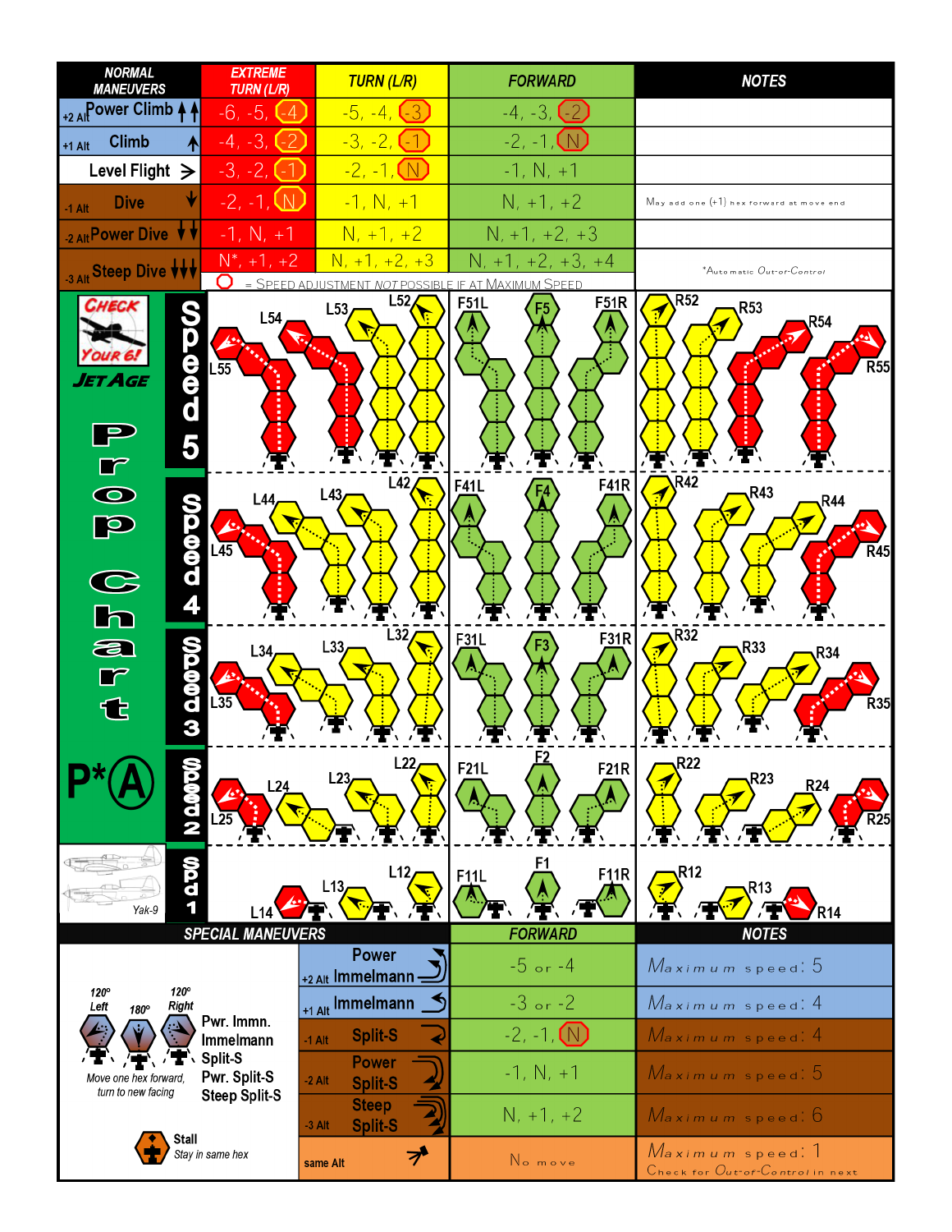| NORMAL MANEUVERS | EXTREME TURN (L/R) | TURN (L/R) | FORWARD | NOTES |
|---|---|---|---|---|
| +2 Alt Power Climb | -6, -5, (-4) | -5, -4, (-3) | -4, -3, (-2) | |
| +1 Alt Climb | -4, -3, (-2) | -3, -2, (-1) | -2, -1, (N) | |
| Level Flight | -3, -2, (-1) | -2, -1, (N) | -1, N, +1 | |
| -1 Alt Dive | -2, -1, (N) | -1, N, +1 | N, +1, +2 | May add one (+1) hex forward at move end |
| -2 Alt Power Dive | -1, N, +1 | N, +1, +2 | N, +1, +2, +3 | |
| -3 Alt Steep Dive | N*, +1, +2 | N, +1, +2, +3 | N, +1, +2, +3, +4 | *Automatic Out-of-Control |

( ) = SPEED ADJUSTMENT *NOT* POSSIBLE IF AT MAXIMUM SPEED

**CHECK YOUR 6! JET AGE**

**Prop Chart**

P* A

Yak-9

| Speed | Extreme Turn Left | Turn Left | Forward | Turn Right | Extreme Turn Right |
|---|---|---|---|---|---|
| Speed 5 | L55, L54 | L53, L52 | F51L, F5, F51R | R52, R53 | R54, R55 |
| Speed 4 | L45, L44 | L43, L42 | F41L, F4, F41R | R42, R43 | R44, R45 |
| Speed 3 | L35 | L34, L33, L32 | F31L, F3, F31R | R32, R33, R34 | R35 |
| Speed 2 | L25 | L24, L23, L22 | F21L, F2, F21R | R22, R23, R24 | R25 |
| Spd 1 | L14 | L13, L12 | F11L, F1, F11R | R12, R13 | R14 |

| SPECIAL MANEUVERS | FORWARD | NOTES |
|---|---|---|
| +2 Alt Power Immelmann | -5 or -4 | Maximum speed: 5 |
| +1 Alt Immelmann | -3 or -2 | Maximum speed: 4 |
| -1 Alt Split-S | -2, -1, (N) | Maximum speed: 4 |
| -2 Alt Power Split-S | -1, N, +1 | Maximum speed: 5 |
| -3 Alt Steep Split-S | N, +1, +2 | Maximum speed: 6 |
| same Alt (Stall) | No move | Maximum speed: 1 Check for Out-of-Control in next |

120° Left, 180°, 120° Right — Pwr. Immn., Immelmann, Split-S, Pwr. Split-S, Steep Split-S

Move one hex forward, turn to new facing

**Stall**
Stay in same hex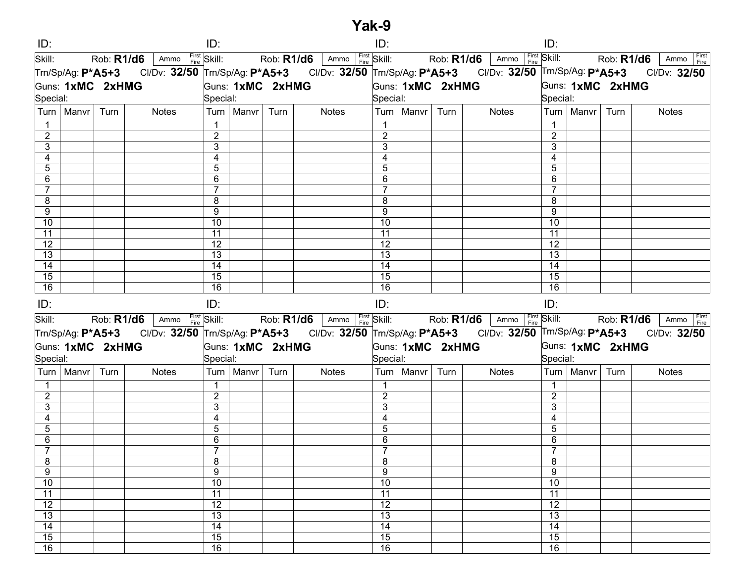# Yak-9

ID:

| Skill: | Rob: **R1/d6** | Ammo | First Fire |
|---|---|---|---|
| Trn/Sp/Ag: **P*A5+3** | Cl/Dv: **32/50** | | |
| Guns: **1xMC 2xHMG** | | | |
| Special: | | | |

| Turn | Manvr | Turn | Notes |
|---|---|---|---|
| 1 | | | |
| 2 | | | |
| 3 | | | |
| 4 | | | |
| 5 | | | |
| 6 | | | |
| 7 | | | |
| 8 | | | |
| 9 | | | |
| 10 | | | |
| 11 | | | |
| 12 | | | |
| 13 | | | |
| 14 | | | |
| 15 | | | |
| 16 | | | |

ID:

| Skill: | Rob: **R1/d6** | Ammo | First Fire |
|---|---|---|---|
| Trn/Sp/Ag: **P*A5+3** | Cl/Dv: **32/50** | | |
| Guns: **1xMC 2xHMG** | | | |
| Special: | | | |

| Turn | Manvr | Turn | Notes |
|---|---|---|---|
| 1 | | | |
| 2 | | | |
| 3 | | | |
| 4 | | | |
| 5 | | | |
| 6 | | | |
| 7 | | | |
| 8 | | | |
| 9 | | | |
| 10 | | | |
| 11 | | | |
| 12 | | | |
| 13 | | | |
| 14 | | | |
| 15 | | | |
| 16 | | | |

ID:

| Skill: | Rob: **R1/d6** | Ammo | First Fire |
|---|---|---|---|
| Trn/Sp/Ag: **P*A5+3** | Cl/Dv: **32/50** | | |
| Guns: **1xMC 2xHMG** | | | |
| Special: | | | |

| Turn | Manvr | Turn | Notes |
|---|---|---|---|
| 1 | | | |
| 2 | | | |
| 3 | | | |
| 4 | | | |
| 5 | | | |
| 6 | | | |
| 7 | | | |
| 8 | | | |
| 9 | | | |
| 10 | | | |
| 11 | | | |
| 12 | | | |
| 13 | | | |
| 14 | | | |
| 15 | | | |
| 16 | | | |

ID:

| Skill: | Rob: **R1/d6** | Ammo | First Fire |
|---|---|---|---|
| Trn/Sp/Ag: **P*A5+3** | Cl/Dv: **32/50** | | |
| Guns: **1xMC 2xHMG** | | | |
| Special: | | | |

| Turn | Manvr | Turn | Notes |
|---|---|---|---|
| 1 | | | |
| 2 | | | |
| 3 | | | |
| 4 | | | |
| 5 | | | |
| 6 | | | |
| 7 | | | |
| 8 | | | |
| 9 | | | |
| 10 | | | |
| 11 | | | |
| 12 | | | |
| 13 | | | |
| 14 | | | |
| 15 | | | |
| 16 | | | |

ID:

| Skill: | Rob: **R1/d6** | Ammo | First Fire |
|---|---|---|---|
| Trn/Sp/Ag: **P*A5+3** | Cl/Dv: **32/50** | | |
| Guns: **1xMC 2xHMG** | | | |
| Special: | | | |

| Turn | Manvr | Turn | Notes |
|---|---|---|---|
| 1 | | | |
| 2 | | | |
| 3 | | | |
| 4 | | | |
| 5 | | | |
| 6 | | | |
| 7 | | | |
| 8 | | | |
| 9 | | | |
| 10 | | | |
| 11 | | | |
| 12 | | | |
| 13 | | | |
| 14 | | | |
| 15 | | | |
| 16 | | | |

ID:

| Skill: | Rob: **R1/d6** | Ammo | First Fire |
|---|---|---|---|
| Trn/Sp/Ag: **P*A5+3** | Cl/Dv: **32/50** | | |
| Guns: **1xMC 2xHMG** | | | |
| Special: | | | |

| Turn | Manvr | Turn | Notes |
|---|---|---|---|
| 1 | | | |
| 2 | | | |
| 3 | | | |
| 4 | | | |
| 5 | | | |
| 6 | | | |
| 7 | | | |
| 8 | | | |
| 9 | | | |
| 10 | | | |
| 11 | | | |
| 12 | | | |
| 13 | | | |
| 14 | | | |
| 15 | | | |
| 16 | | | |

ID:

| Skill: | Rob: **R1/d6** | Ammo | First Fire |
|---|---|---|---|
| Trn/Sp/Ag: **P*A5+3** | Cl/Dv: **32/50** | | |
| Guns: **1xMC 2xHMG** | | | |
| Special: | | | |

| Turn | Manvr | Turn | Notes |
|---|---|---|---|
| 1 | | | |
| 2 | | | |
| 3 | | | |
| 4 | | | |
| 5 | | | |
| 6 | | | |
| 7 | | | |
| 8 | | | |
| 9 | | | |
| 10 | | | |
| 11 | | | |
| 12 | | | |
| 13 | | | |
| 14 | | | |
| 15 | | | |
| 16 | | | |

ID:

| Skill: | Rob: **R1/d6** | Ammo | First Fire |
|---|---|---|---|
| Trn/Sp/Ag: **P*A5+3** | Cl/Dv: **32/50** | | |
| Guns: **1xMC 2xHMG** | | | |
| Special: | | | |

| Turn | Manvr | Turn | Notes |
|---|---|---|---|
| 1 | | | |
| 2 | | | |
| 3 | | | |
| 4 | | | |
| 5 | | | |
| 6 | | | |
| 7 | | | |
| 8 | | | |
| 9 | | | |
| 10 | | | |
| 11 | | | |
| 12 | | | |
| 13 | | | |
| 14 | | | |
| 15 | | | |
| 16 | | | |